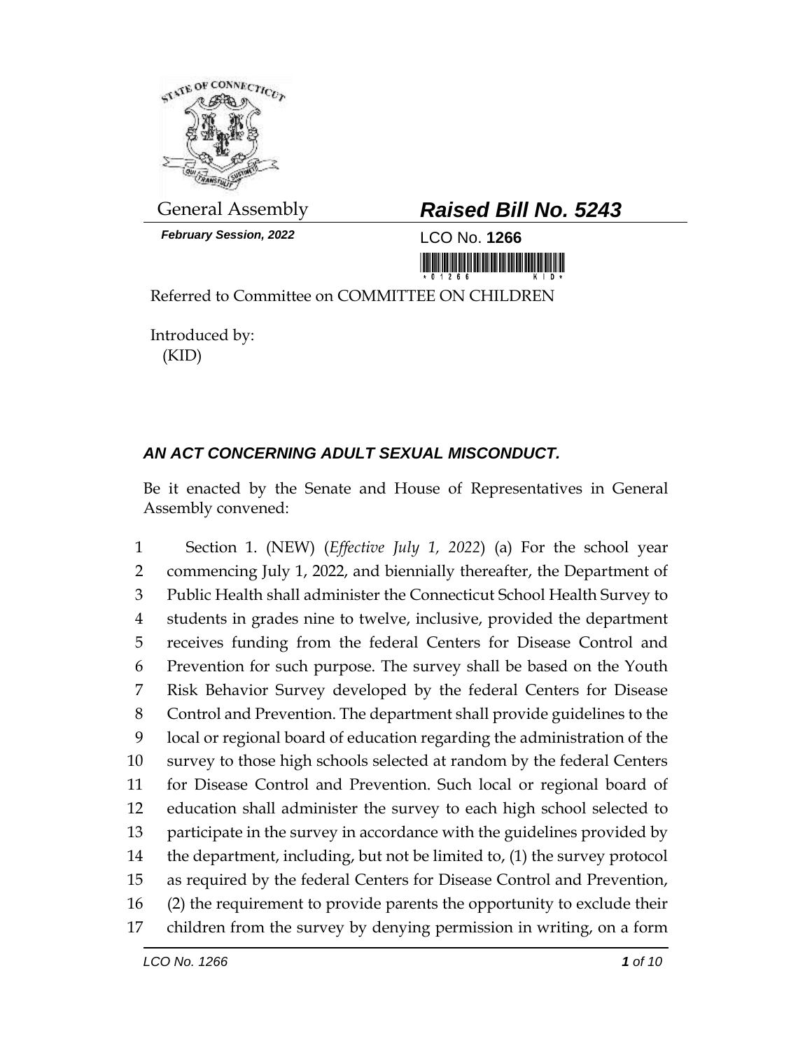General Assembly

***February Session, 2022***

# *Raised Bill No. 5243*

LCO No. **1266**

Referred to Committee on COMMITTEE ON CHILDREN

Introduced by:
(KID)

## *AN ACT CONCERNING ADULT SEXUAL MISCONDUCT.*

Be it enacted by the Senate and House of Representatives in General Assembly convened:

1 Section 1. (NEW) (*Effective July 1, 2022*) (a) For the school year
2 commencing July 1, 2022, and biennially thereafter, the Department of
3 Public Health shall administer the Connecticut School Health Survey to
4 students in grades nine to twelve, inclusive, provided the department
5 receives funding from the federal Centers for Disease Control and
6 Prevention for such purpose. The survey shall be based on the Youth
7 Risk Behavior Survey developed by the federal Centers for Disease
8 Control and Prevention. The department shall provide guidelines to the
9 local or regional board of education regarding the administration of the
10 survey to those high schools selected at random by the federal Centers
11 for Disease Control and Prevention. Such local or regional board of
12 education shall administer the survey to each high school selected to
13 participate in the survey in accordance with the guidelines provided by
14 the department, including, but not be limited to, (1) the survey protocol
15 as required by the federal Centers for Disease Control and Prevention,
16 (2) the requirement to provide parents the opportunity to exclude their
17 children from the survey by denying permission in writing, on a form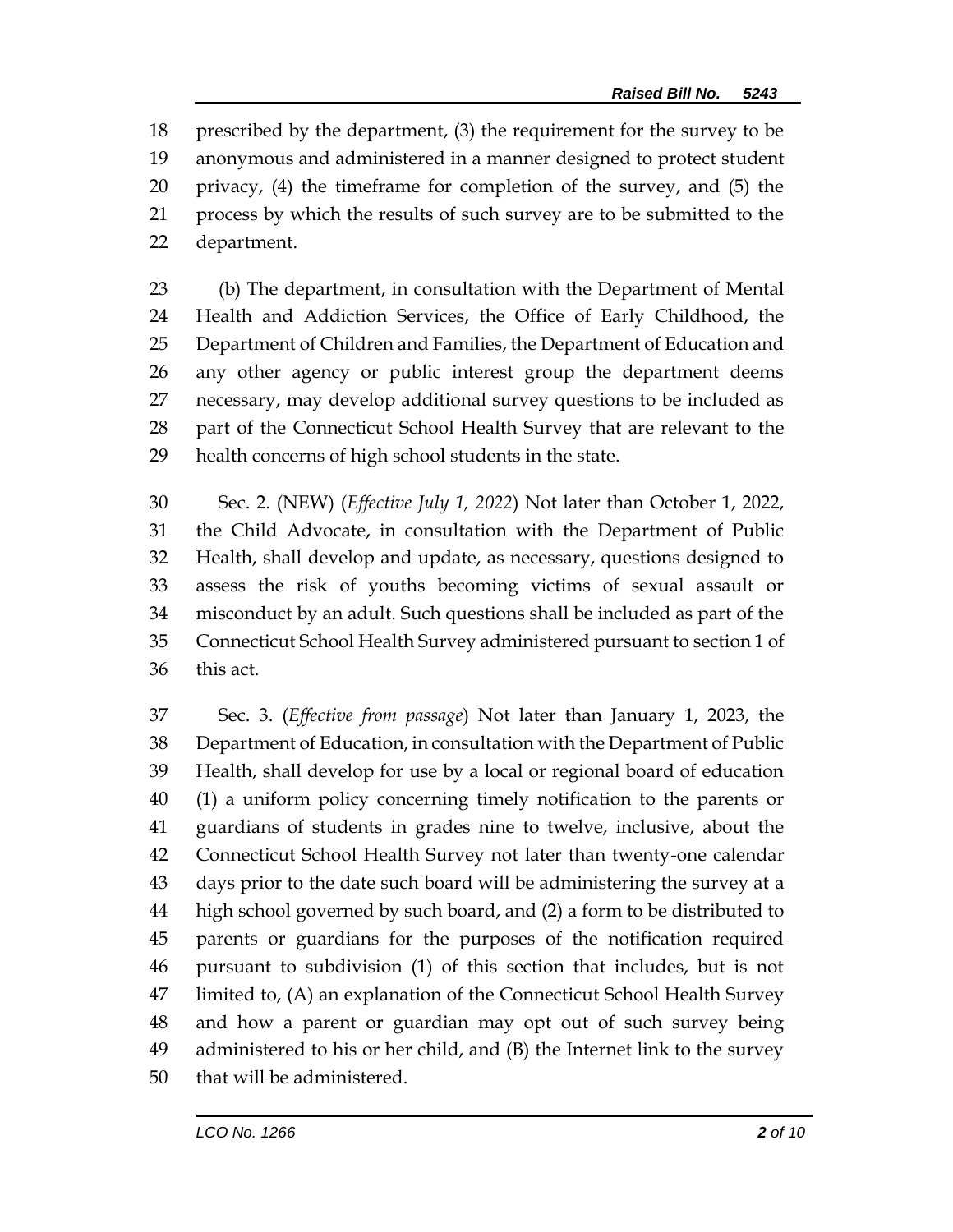prescribed by the department, (3) the requirement for the survey to be anonymous and administered in a manner designed to protect student privacy, (4) the timeframe for completion of the survey, and (5) the process by which the results of such survey are to be submitted to the department.

(b) The department, in consultation with the Department of Mental Health and Addiction Services, the Office of Early Childhood, the Department of Children and Families, the Department of Education and any other agency or public interest group the department deems necessary, may develop additional survey questions to be included as part of the Connecticut School Health Survey that are relevant to the health concerns of high school students in the state.

Sec. 2. (NEW) (*Effective July 1, 2022*) Not later than October 1, 2022, the Child Advocate, in consultation with the Department of Public Health, shall develop and update, as necessary, questions designed to assess the risk of youths becoming victims of sexual assault or misconduct by an adult. Such questions shall be included as part of the Connecticut School Health Survey administered pursuant to section 1 of this act.

Sec. 3. (*Effective from passage*) Not later than January 1, 2023, the Department of Education, in consultation with the Department of Public Health, shall develop for use by a local or regional board of education (1) a uniform policy concerning timely notification to the parents or guardians of students in grades nine to twelve, inclusive, about the Connecticut School Health Survey not later than twenty-one calendar days prior to the date such board will be administering the survey at a high school governed by such board, and (2) a form to be distributed to parents or guardians for the purposes of the notification required pursuant to subdivision (1) of this section that includes, but is not limited to, (A) an explanation of the Connecticut School Health Survey and how a parent or guardian may opt out of such survey being administered to his or her child, and (B) the Internet link to the survey that will be administered.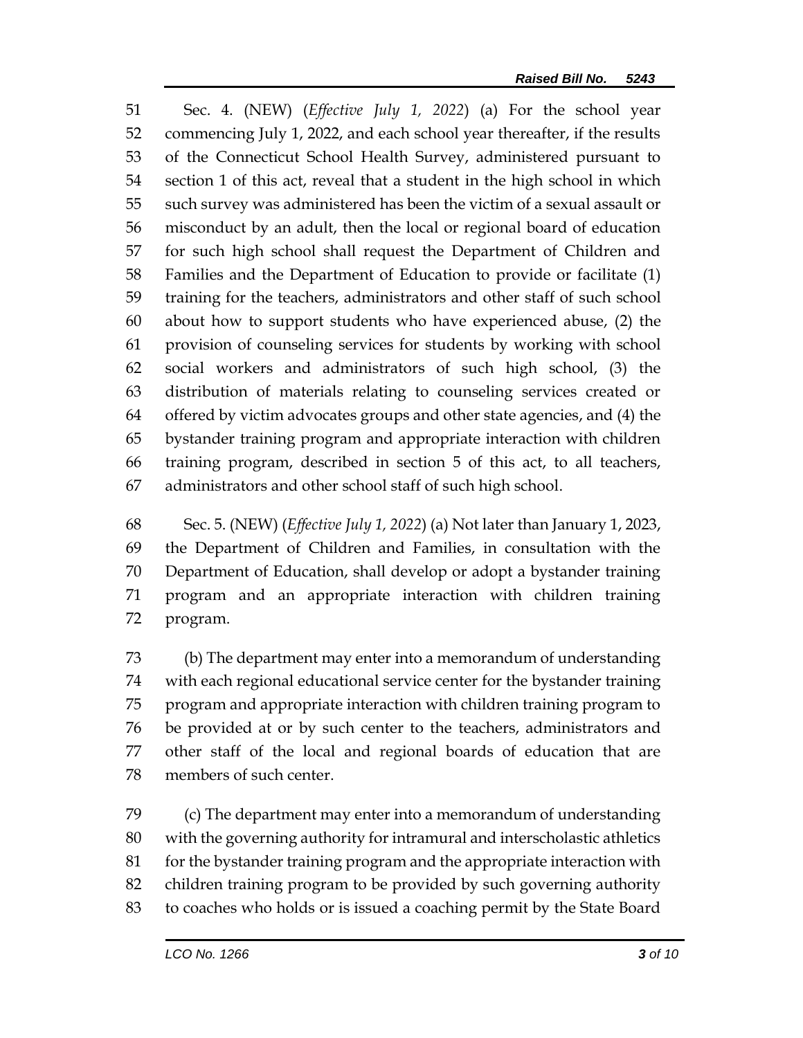Sec. 4. (NEW) (*Effective July 1, 2022*) (a) For the school year commencing July 1, 2022, and each school year thereafter, if the results of the Connecticut School Health Survey, administered pursuant to section 1 of this act, reveal that a student in the high school in which such survey was administered has been the victim of a sexual assault or misconduct by an adult, then the local or regional board of education for such high school shall request the Department of Children and Families and the Department of Education to provide or facilitate (1) training for the teachers, administrators and other staff of such school about how to support students who have experienced abuse, (2) the provision of counseling services for students by working with school social workers and administrators of such high school, (3) the distribution of materials relating to counseling services created or offered by victim advocates groups and other state agencies, and (4) the bystander training program and appropriate interaction with children training program, described in section 5 of this act, to all teachers, administrators and other school staff of such high school.

Sec. 5. (NEW) (*Effective July 1, 2022*) (a) Not later than January 1, 2023, the Department of Children and Families, in consultation with the Department of Education, shall develop or adopt a bystander training program and an appropriate interaction with children training program.

(b) The department may enter into a memorandum of understanding with each regional educational service center for the bystander training program and appropriate interaction with children training program to be provided at or by such center to the teachers, administrators and other staff of the local and regional boards of education that are members of such center.

(c) The department may enter into a memorandum of understanding with the governing authority for intramural and interscholastic athletics for the bystander training program and the appropriate interaction with children training program to be provided by such governing authority to coaches who holds or is issued a coaching permit by the State Board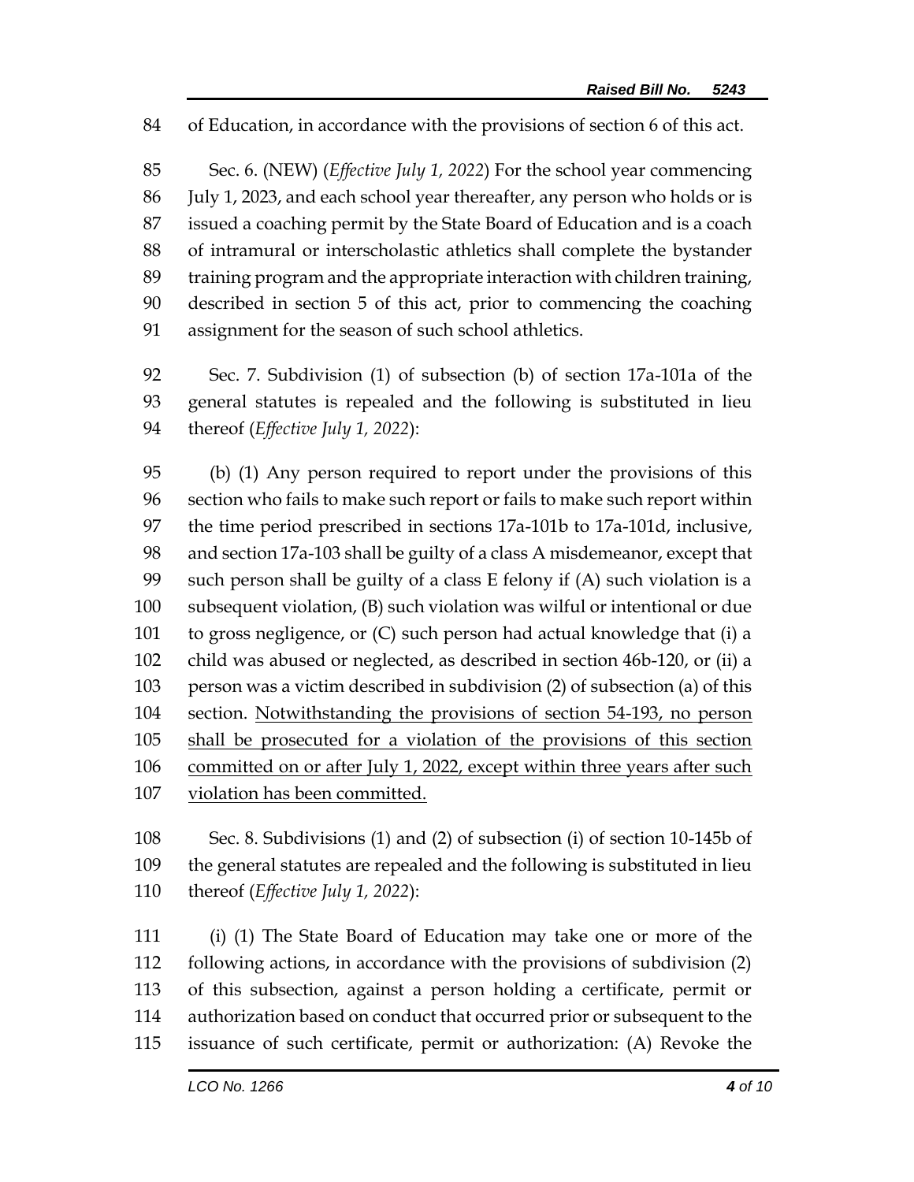84 of Education, in accordance with the provisions of section 6 of this act.

85 Sec. 6. (NEW) (*Effective July 1, 2022*) For the school year commencing
86 July 1, 2023, and each school year thereafter, any person who holds or is
87 issued a coaching permit by the State Board of Education and is a coach
88 of intramural or interscholastic athletics shall complete the bystander
89 training program and the appropriate interaction with children training,
90 described in section 5 of this act, prior to commencing the coaching
91 assignment for the season of such school athletics.

92 Sec. 7. Subdivision (1) of subsection (b) of section 17a-101a of the
93 general statutes is repealed and the following is substituted in lieu
94 thereof (*Effective July 1, 2022*):

95 (b) (1) Any person required to report under the provisions of this
96 section who fails to make such report or fails to make such report within
97 the time period prescribed in sections 17a-101b to 17a-101d, inclusive,
98 and section 17a-103 shall be guilty of a class A misdemeanor, except that
99 such person shall be guilty of a class E felony if (A) such violation is a
100 subsequent violation, (B) such violation was wilful or intentional or due
101 to gross negligence, or (C) such person had actual knowledge that (i) a
102 child was abused or neglected, as described in section 46b-120, or (ii) a
103 person was a victim described in subdivision (2) of subsection (a) of this
104 section. <u>Notwithstanding the provisions of section 54-193, no person</u>
105 <u>shall be prosecuted for a violation of the provisions of this section</u>
106 <u>committed on or after July 1, 2022, except within three years after such</u>
107 <u>violation has been committed.</u>

108 Sec. 8. Subdivisions (1) and (2) of subsection (i) of section 10-145b of
109 the general statutes are repealed and the following is substituted in lieu
110 thereof (*Effective July 1, 2022*):

111 (i) (1) The State Board of Education may take one or more of the
112 following actions, in accordance with the provisions of subdivision (2)
113 of this subsection, against a person holding a certificate, permit or
114 authorization based on conduct that occurred prior or subsequent to the
115 issuance of such certificate, permit or authorization: (A) Revoke the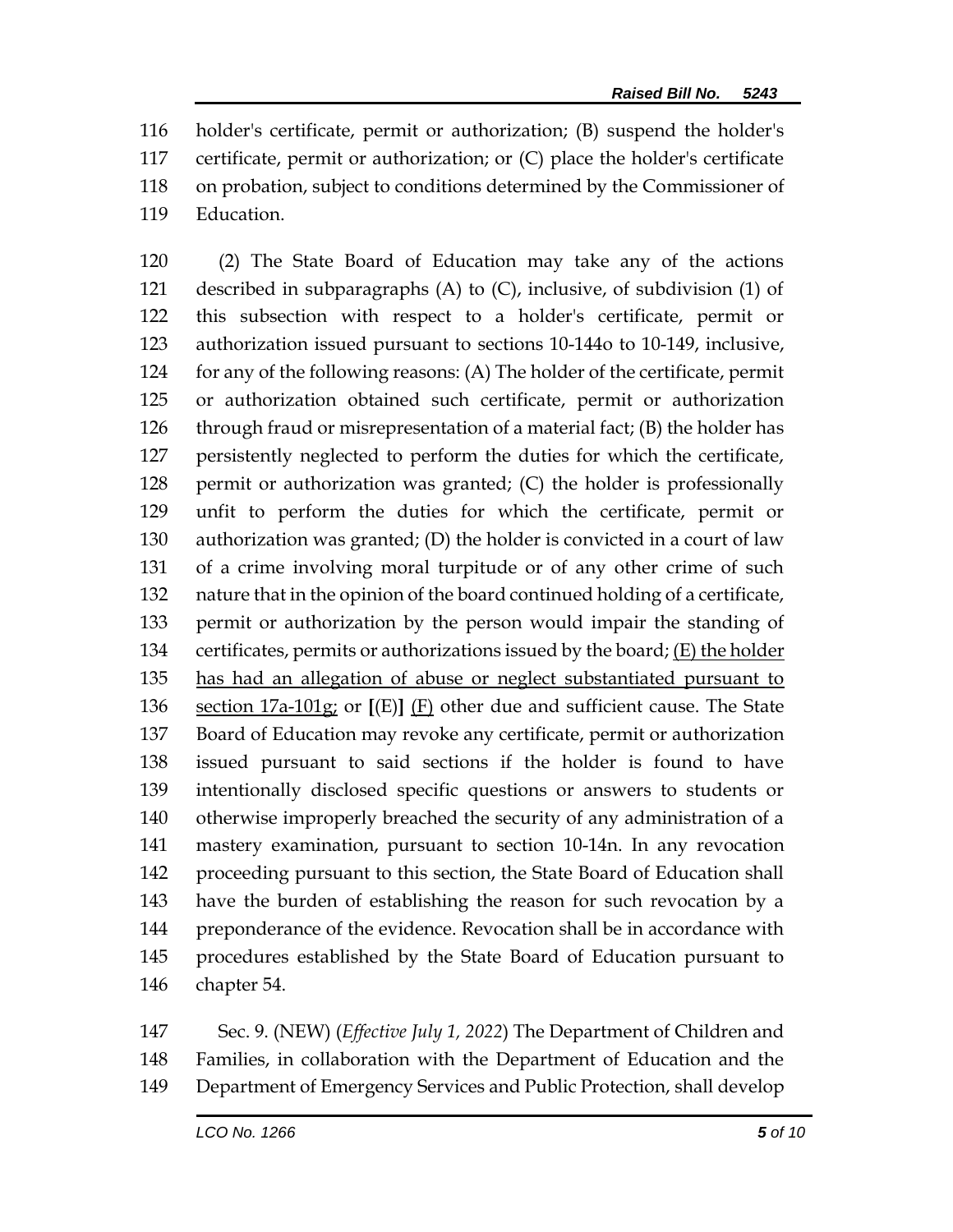holder's certificate, permit or authorization; (B) suspend the holder's certificate, permit or authorization; or (C) place the holder's certificate on probation, subject to conditions determined by the Commissioner of Education.

(2) The State Board of Education may take any of the actions described in subparagraphs (A) to (C), inclusive, of subdivision (1) of this subsection with respect to a holder's certificate, permit or authorization issued pursuant to sections 10-144o to 10-149, inclusive, for any of the following reasons: (A) The holder of the certificate, permit or authorization obtained such certificate, permit or authorization through fraud or misrepresentation of a material fact; (B) the holder has persistently neglected to perform the duties for which the certificate, permit or authorization was granted; (C) the holder is professionally unfit to perform the duties for which the certificate, permit or authorization was granted; (D) the holder is convicted in a court of law of a crime involving moral turpitude or of any other crime of such nature that in the opinion of the board continued holding of a certificate, permit or authorization by the person would impair the standing of certificates, permits or authorizations issued by the board; <u>(E) the holder has had an allegation of abuse or neglect substantiated pursuant to section 17a-101g;</u> or **[**(E)**]** <u>(F)</u> other due and sufficient cause. The State Board of Education may revoke any certificate, permit or authorization issued pursuant to said sections if the holder is found to have intentionally disclosed specific questions or answers to students or otherwise improperly breached the security of any administration of a mastery examination, pursuant to section 10-14n. In any revocation proceeding pursuant to this section, the State Board of Education shall have the burden of establishing the reason for such revocation by a preponderance of the evidence. Revocation shall be in accordance with procedures established by the State Board of Education pursuant to chapter 54.

Sec. 9. (NEW) (*Effective July 1, 2022*) The Department of Children and Families, in collaboration with the Department of Education and the Department of Emergency Services and Public Protection, shall develop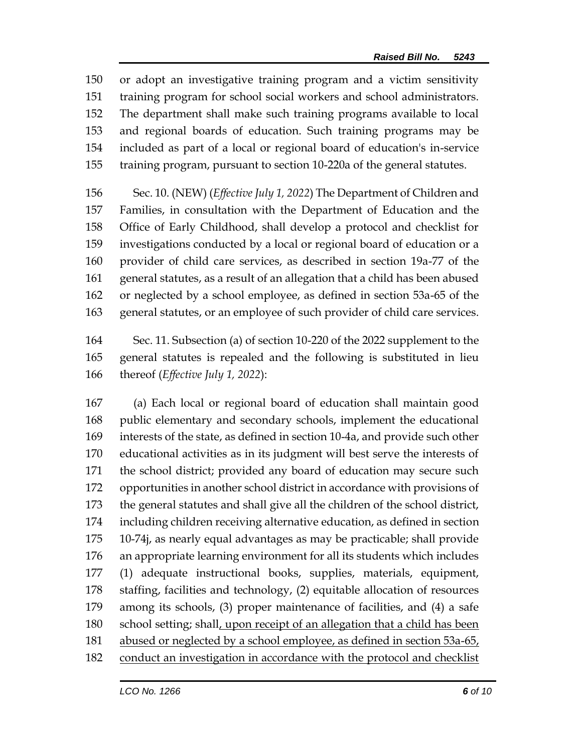or adopt an investigative training program and a victim sensitivity training program for school social workers and school administrators. The department shall make such training programs available to local and regional boards of education. Such training programs may be included as part of a local or regional board of education's in-service training program, pursuant to section 10-220a of the general statutes.

Sec. 10. (NEW) (*Effective July 1, 2022*) The Department of Children and Families, in consultation with the Department of Education and the Office of Early Childhood, shall develop a protocol and checklist for investigations conducted by a local or regional board of education or a provider of child care services, as described in section 19a-77 of the general statutes, as a result of an allegation that a child has been abused or neglected by a school employee, as defined in section 53a-65 of the general statutes, or an employee of such provider of child care services.

Sec. 11. Subsection (a) of section 10-220 of the 2022 supplement to the general statutes is repealed and the following is substituted in lieu thereof (*Effective July 1, 2022*):

(a) Each local or regional board of education shall maintain good public elementary and secondary schools, implement the educational interests of the state, as defined in section 10-4a, and provide such other educational activities as in its judgment will best serve the interests of the school district; provided any board of education may secure such opportunities in another school district in accordance with provisions of the general statutes and shall give all the children of the school district, including children receiving alternative education, as defined in section 10-74j, as nearly equal advantages as may be practicable; shall provide an appropriate learning environment for all its students which includes (1) adequate instructional books, supplies, materials, equipment, staffing, facilities and technology, (2) equitable allocation of resources among its schools, (3) proper maintenance of facilities, and (4) a safe school setting; shall<u>, upon receipt of an allegation that a child has been abused or neglected by a school employee, as defined in section 53a-65, conduct an investigation in accordance with the protocol and checklist</u>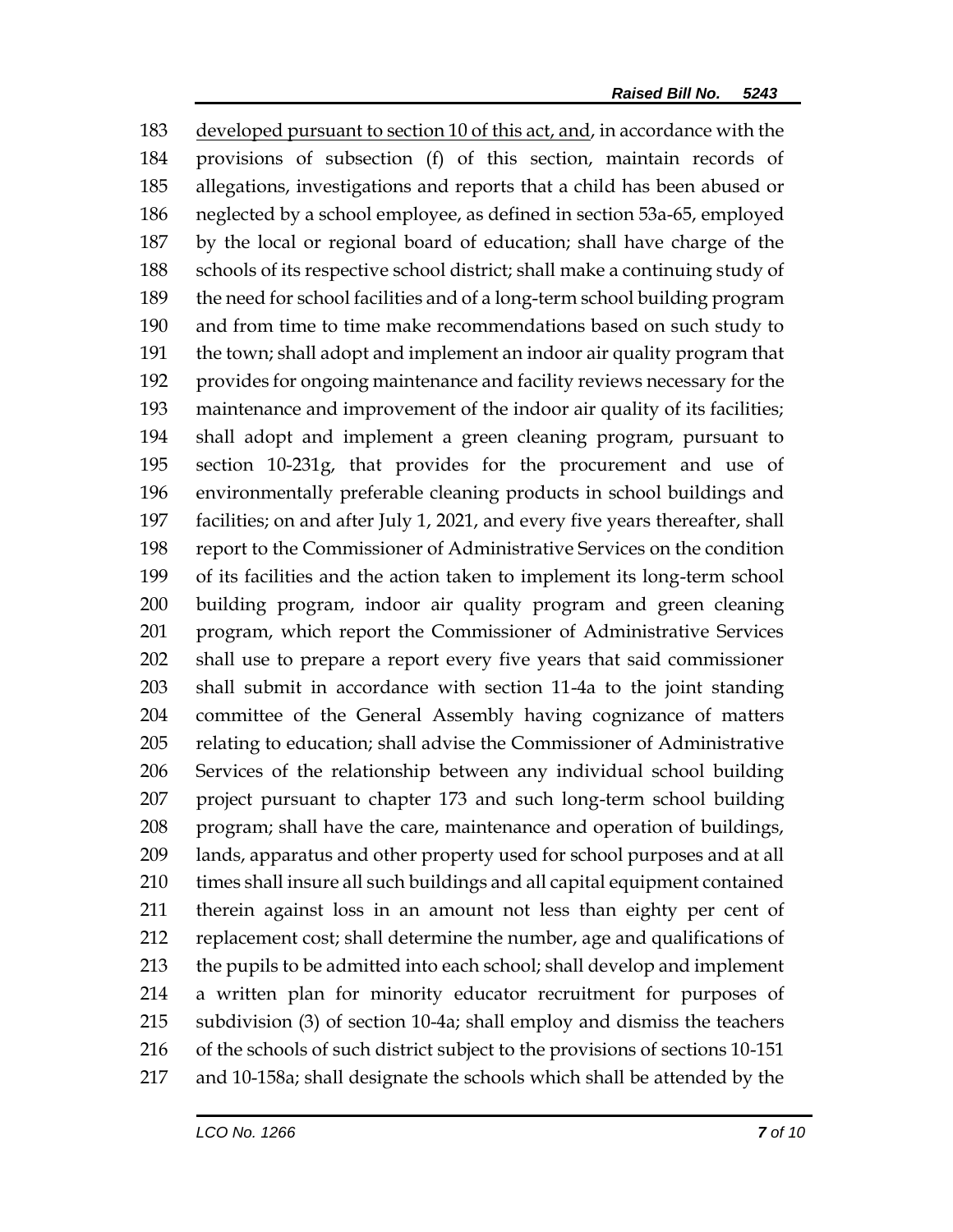183 <u>developed pursuant to section 10 of this act, and</u>, in accordance with the
184 provisions of subsection (f) of this section, maintain records of
185 allegations, investigations and reports that a child has been abused or
186 neglected by a school employee, as defined in section 53a-65, employed
187 by the local or regional board of education; shall have charge of the
188 schools of its respective school district; shall make a continuing study of
189 the need for school facilities and of a long-term school building program
190 and from time to time make recommendations based on such study to
191 the town; shall adopt and implement an indoor air quality program that
192 provides for ongoing maintenance and facility reviews necessary for the
193 maintenance and improvement of the indoor air quality of its facilities;
194 shall adopt and implement a green cleaning program, pursuant to
195 section 10-231g, that provides for the procurement and use of
196 environmentally preferable cleaning products in school buildings and
197 facilities; on and after July 1, 2021, and every five years thereafter, shall
198 report to the Commissioner of Administrative Services on the condition
199 of its facilities and the action taken to implement its long-term school
200 building program, indoor air quality program and green cleaning
201 program, which report the Commissioner of Administrative Services
202 shall use to prepare a report every five years that said commissioner
203 shall submit in accordance with section 11-4a to the joint standing
204 committee of the General Assembly having cognizance of matters
205 relating to education; shall advise the Commissioner of Administrative
206 Services of the relationship between any individual school building
207 project pursuant to chapter 173 and such long-term school building
208 program; shall have the care, maintenance and operation of buildings,
209 lands, apparatus and other property used for school purposes and at all
210 times shall insure all such buildings and all capital equipment contained
211 therein against loss in an amount not less than eighty per cent of
212 replacement cost; shall determine the number, age and qualifications of
213 the pupils to be admitted into each school; shall develop and implement
214 a written plan for minority educator recruitment for purposes of
215 subdivision (3) of section 10-4a; shall employ and dismiss the teachers
216 of the schools of such district subject to the provisions of sections 10-151
217 and 10-158a; shall designate the schools which shall be attended by the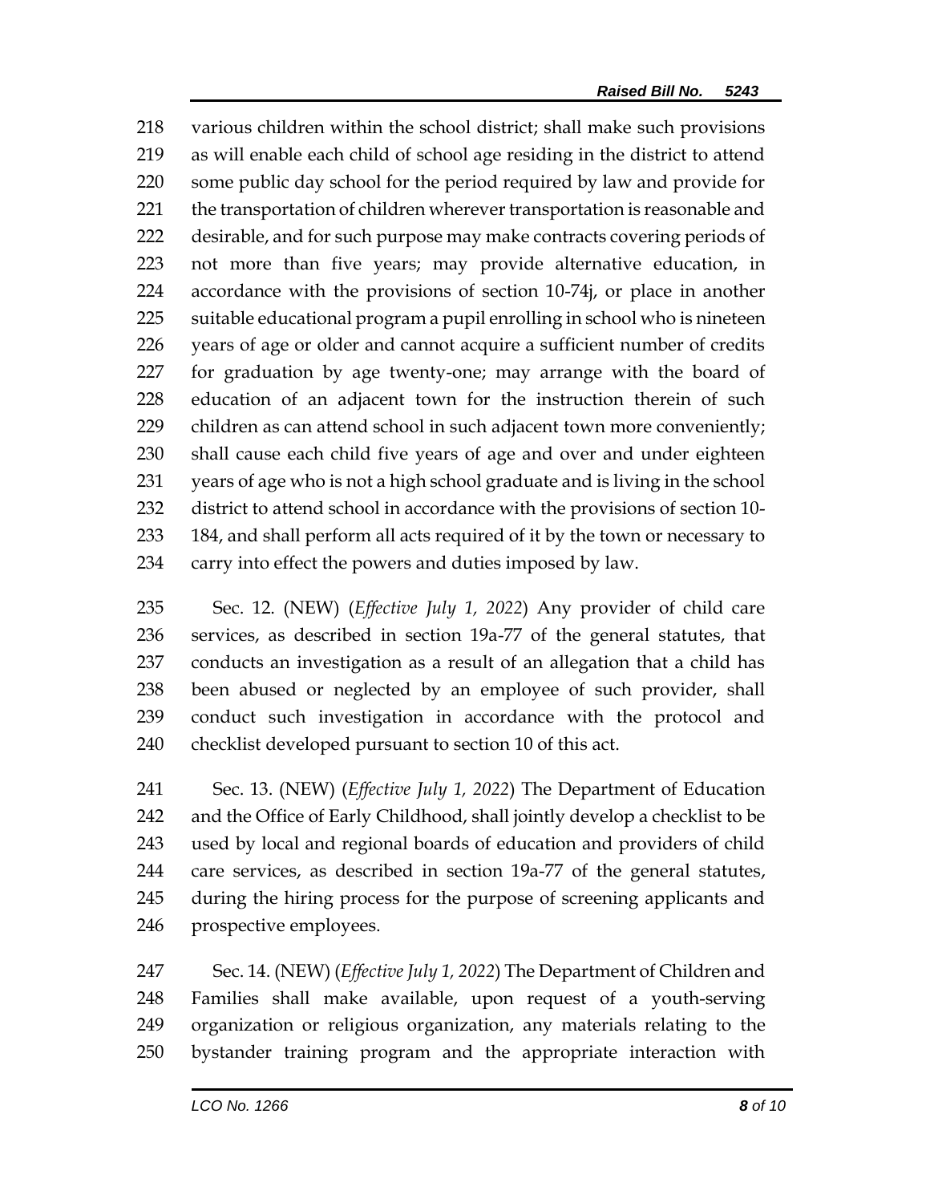various children within the school district; shall make such provisions as will enable each child of school age residing in the district to attend some public day school for the period required by law and provide for the transportation of children wherever transportation is reasonable and desirable, and for such purpose may make contracts covering periods of not more than five years; may provide alternative education, in accordance with the provisions of section 10-74j, or place in another suitable educational program a pupil enrolling in school who is nineteen years of age or older and cannot acquire a sufficient number of credits for graduation by age twenty-one; may arrange with the board of education of an adjacent town for the instruction therein of such children as can attend school in such adjacent town more conveniently; shall cause each child five years of age and over and under eighteen years of age who is not a high school graduate and is living in the school district to attend school in accordance with the provisions of section 10-184, and shall perform all acts required of it by the town or necessary to carry into effect the powers and duties imposed by law.

Sec. 12. (NEW) (*Effective July 1, 2022*) Any provider of child care services, as described in section 19a-77 of the general statutes, that conducts an investigation as a result of an allegation that a child has been abused or neglected by an employee of such provider, shall conduct such investigation in accordance with the protocol and checklist developed pursuant to section 10 of this act.

Sec. 13. (NEW) (*Effective July 1, 2022*) The Department of Education and the Office of Early Childhood, shall jointly develop a checklist to be used by local and regional boards of education and providers of child care services, as described in section 19a-77 of the general statutes, during the hiring process for the purpose of screening applicants and prospective employees.

Sec. 14. (NEW) (*Effective July 1, 2022*) The Department of Children and Families shall make available, upon request of a youth-serving organization or religious organization, any materials relating to the bystander training program and the appropriate interaction with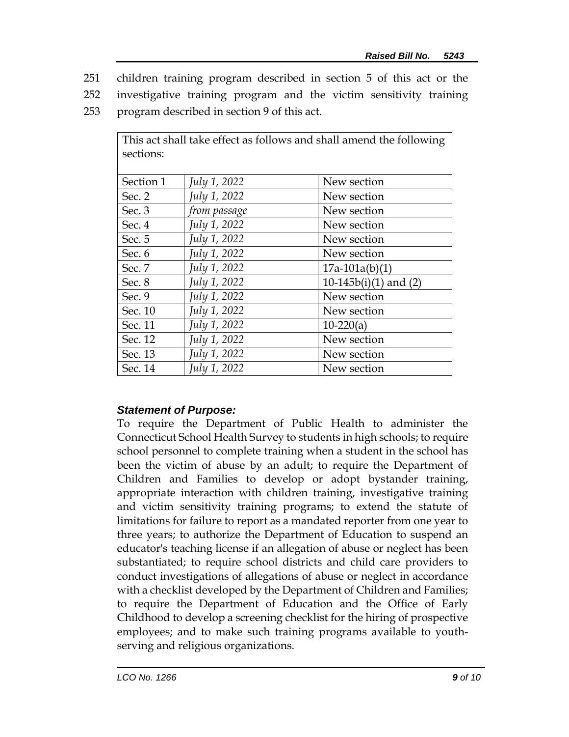251 children training program described in section 5 of this act or the
252 investigative training program and the victim sensitivity training
253 program described in section 9 of this act.

| This act shall take effect as follows and shall amend the following sections: | | |
|---|---|---|
| Section 1 | *July 1, 2022* | New section |
| Sec. 2 | *July 1, 2022* | New section |
| Sec. 3 | *from passage* | New section |
| Sec. 4 | *July 1, 2022* | New section |
| Sec. 5 | *July 1, 2022* | New section |
| Sec. 6 | *July 1, 2022* | New section |
| Sec. 7 | *July 1, 2022* | 17a-101a(b)(1) |
| Sec. 8 | *July 1, 2022* | 10-145b(i)(1) and (2) |
| Sec. 9 | *July 1, 2022* | New section |
| Sec. 10 | *July 1, 2022* | New section |
| Sec. 11 | *July 1, 2022* | 10-220(a) |
| Sec. 12 | *July 1, 2022* | New section |
| Sec. 13 | *July 1, 2022* | New section |
| Sec. 14 | *July 1, 2022* | New section |

***Statement of Purpose:***

To require the Department of Public Health to administer the Connecticut School Health Survey to students in high schools; to require school personnel to complete training when a student in the school has been the victim of abuse by an adult; to require the Department of Children and Families to develop or adopt bystander training, appropriate interaction with children training, investigative training and victim sensitivity training programs; to extend the statute of limitations for failure to report as a mandated reporter from one year to three years; to authorize the Department of Education to suspend an educator's teaching license if an allegation of abuse or neglect has been substantiated; to require school districts and child care providers to conduct investigations of allegations of abuse or neglect in accordance with a checklist developed by the Department of Children and Families; to require the Department of Education and the Office of Early Childhood to develop a screening checklist for the hiring of prospective employees; and to make such training programs available to youth-serving and religious organizations.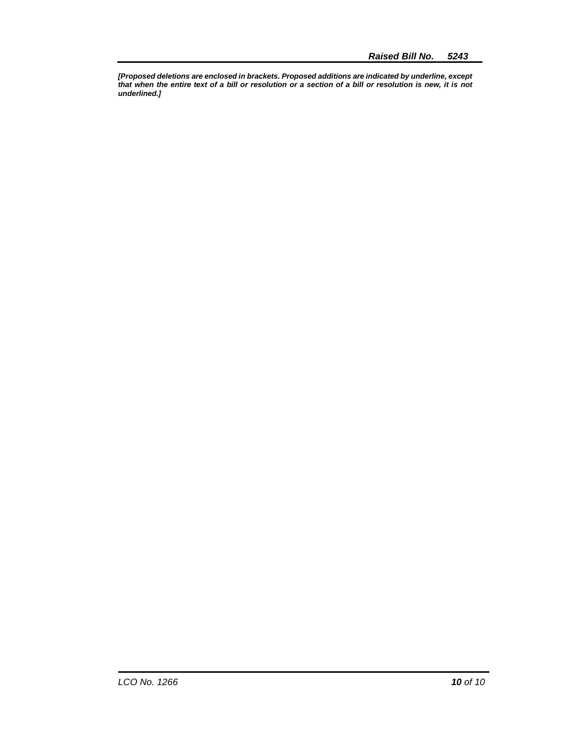*[Proposed deletions are enclosed in brackets. Proposed additions are indicated by underline, except that when the entire text of a bill or resolution or a section of a bill or resolution is new, it is not underlined.]*